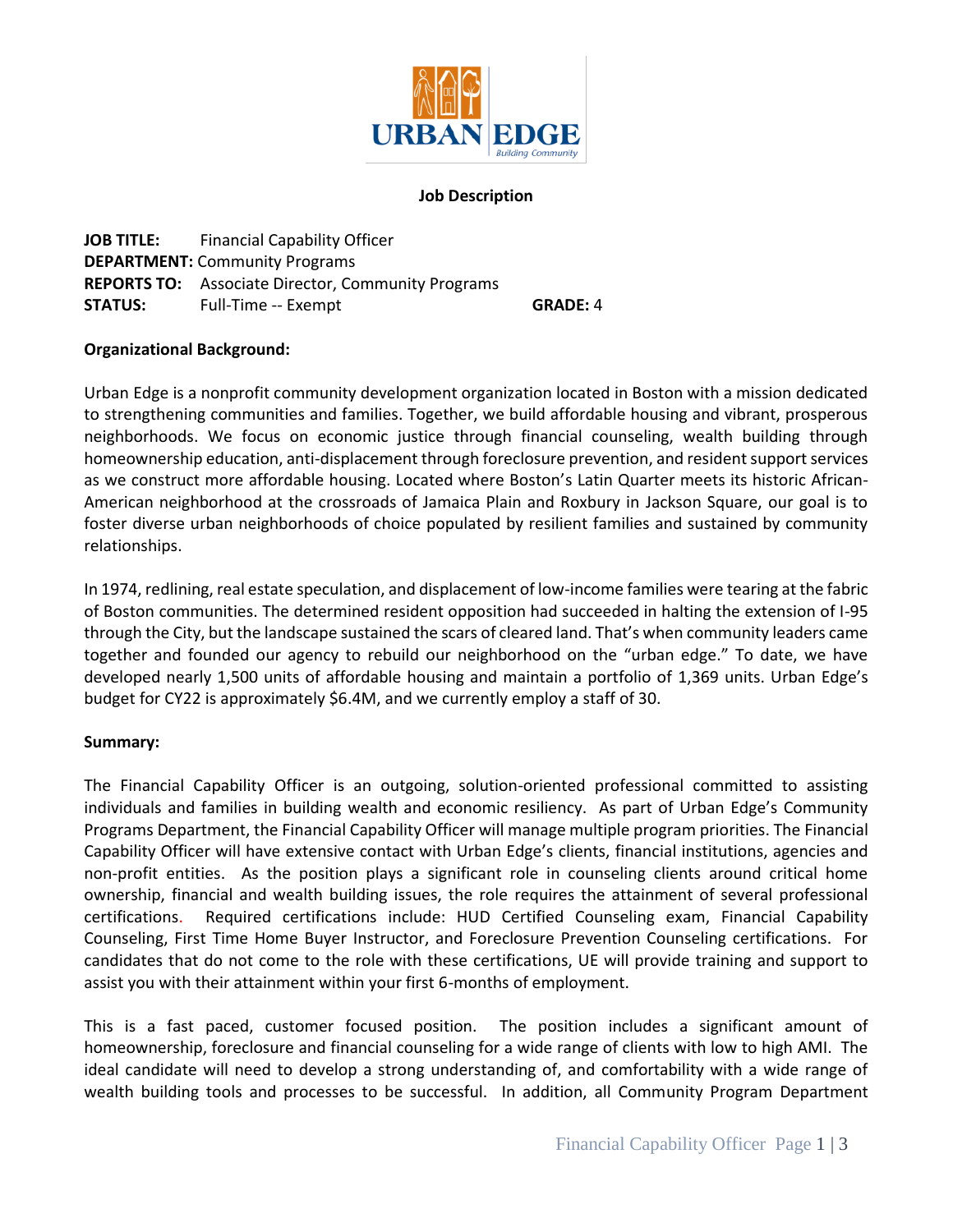**Job Description**

**JOB TITLE:** Financial Capability Officer
**DEPARTMENT:** Community Programs
**REPORTS TO:** Associate Director, Community Programs
**STATUS:** Full-Time -- Exempt **GRADE:** 4

**Organizational Background:**

Urban Edge is a nonprofit community development organization located in Boston with a mission dedicated to strengthening communities and families. Together, we build affordable housing and vibrant, prosperous neighborhoods. We focus on economic justice through financial counseling, wealth building through homeownership education, anti-displacement through foreclosure prevention, and resident support services as we construct more affordable housing. Located where Boston's Latin Quarter meets its historic African-American neighborhood at the crossroads of Jamaica Plain and Roxbury in Jackson Square, our goal is to foster diverse urban neighborhoods of choice populated by resilient families and sustained by community relationships.

In 1974, redlining, real estate speculation, and displacement of low-income families were tearing at the fabric of Boston communities. The determined resident opposition had succeeded in halting the extension of I-95 through the City, but the landscape sustained the scars of cleared land. That's when community leaders came together and founded our agency to rebuild our neighborhood on the "urban edge." To date, we have developed nearly 1,500 units of affordable housing and maintain a portfolio of 1,369 units. Urban Edge's budget for CY22 is approximately $6.4M, and we currently employ a staff of 30.

**Summary:**

The Financial Capability Officer is an outgoing, solution-oriented professional committed to assisting individuals and families in building wealth and economic resiliency. As part of Urban Edge's Community Programs Department, the Financial Capability Officer will manage multiple program priorities. The Financial Capability Officer will have extensive contact with Urban Edge's clients, financial institutions, agencies and non-profit entities. As the position plays a significant role in counseling clients around critical home ownership, financial and wealth building issues, the role requires the attainment of several professional certifications. Required certifications include: HUD Certified Counseling exam, Financial Capability Counseling, First Time Home Buyer Instructor, and Foreclosure Prevention Counseling certifications. For candidates that do not come to the role with these certifications, UE will provide training and support to assist you with their attainment within your first 6-months of employment.

This is a fast paced, customer focused position. The position includes a significant amount of homeownership, foreclosure and financial counseling for a wide range of clients with low to high AMI. The ideal candidate will need to develop a strong understanding of, and comfortability with a wide range of wealth building tools and processes to be successful. In addition, all Community Program Department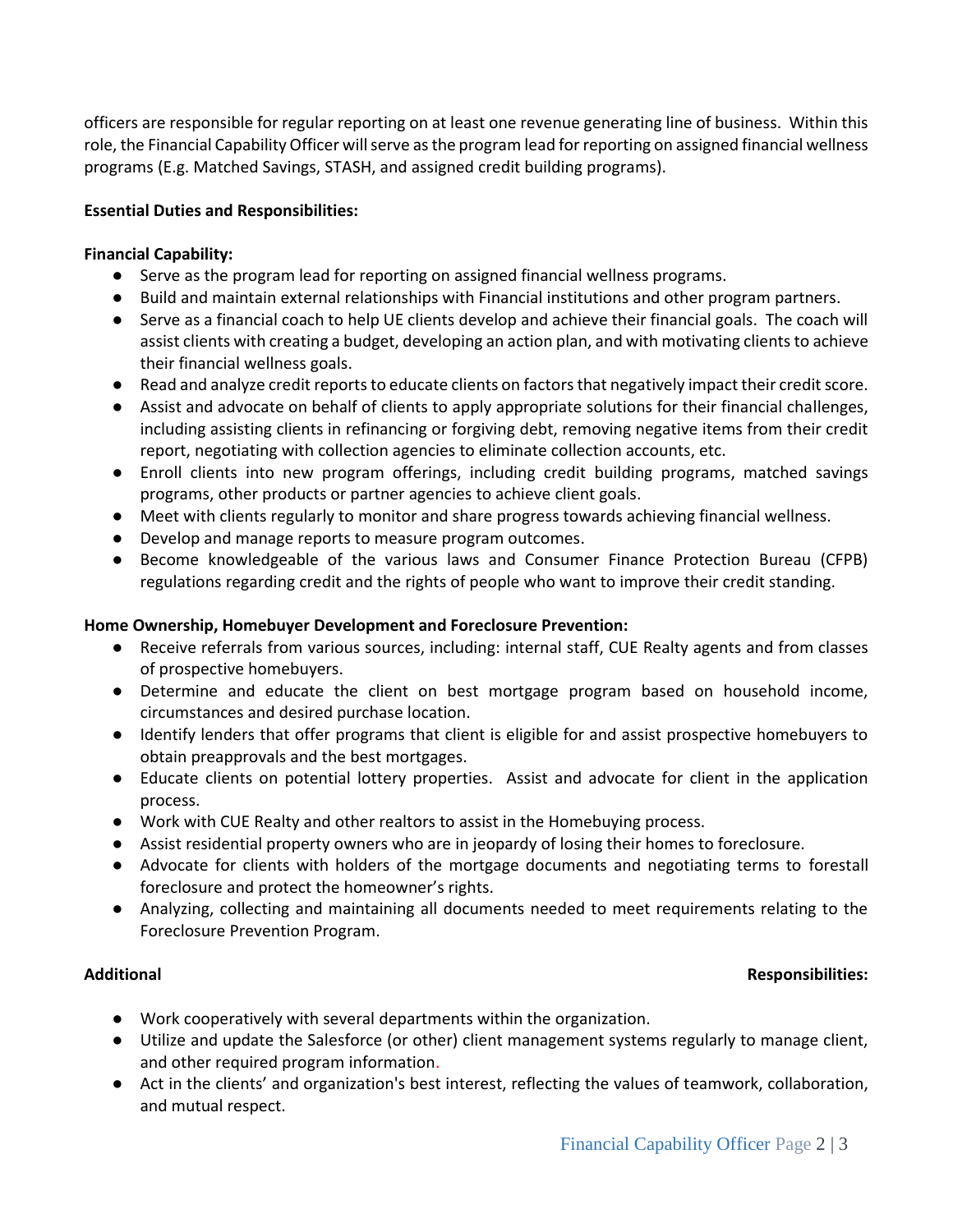officers are responsible for regular reporting on at least one revenue generating line of business. Within this role, the Financial Capability Officer will serve as the program lead for reporting on assigned financial wellness programs (E.g. Matched Savings, STASH, and assigned credit building programs).

**Essential Duties and Responsibilities:**

**Financial Capability:**

- Serve as the program lead for reporting on assigned financial wellness programs.
- Build and maintain external relationships with Financial institutions and other program partners.
- Serve as a financial coach to help UE clients develop and achieve their financial goals. The coach will assist clients with creating a budget, developing an action plan, and with motivating clients to achieve their financial wellness goals.
- Read and analyze credit reports to educate clients on factors that negatively impact their credit score.
- Assist and advocate on behalf of clients to apply appropriate solutions for their financial challenges, including assisting clients in refinancing or forgiving debt, removing negative items from their credit report, negotiating with collection agencies to eliminate collection accounts, etc.
- Enroll clients into new program offerings, including credit building programs, matched savings programs, other products or partner agencies to achieve client goals.
- Meet with clients regularly to monitor and share progress towards achieving financial wellness.
- Develop and manage reports to measure program outcomes.
- Become knowledgeable of the various laws and Consumer Finance Protection Bureau (CFPB) regulations regarding credit and the rights of people who want to improve their credit standing.

**Home Ownership, Homebuyer Development and Foreclosure Prevention:**

- Receive referrals from various sources, including: internal staff, CUE Realty agents and from classes of prospective homebuyers.
- Determine and educate the client on best mortgage program based on household income, circumstances and desired purchase location.
- Identify lenders that offer programs that client is eligible for and assist prospective homebuyers to obtain preapprovals and the best mortgages.
- Educate clients on potential lottery properties. Assist and advocate for client in the application process.
- Work with CUE Realty and other realtors to assist in the Homebuying process.
- Assist residential property owners who are in jeopardy of losing their homes to foreclosure.
- Advocate for clients with holders of the mortgage documents and negotiating terms to forestall foreclosure and protect the homeowner's rights.
- Analyzing, collecting and maintaining all documents needed to meet requirements relating to the Foreclosure Prevention Program.

**Additional Responsibilities:**

- Work cooperatively with several departments within the organization.
- Utilize and update the Salesforce (or other) client management systems regularly to manage client, and other required program information.
- Act in the clients' and organization's best interest, reflecting the values of teamwork, collaboration, and mutual respect.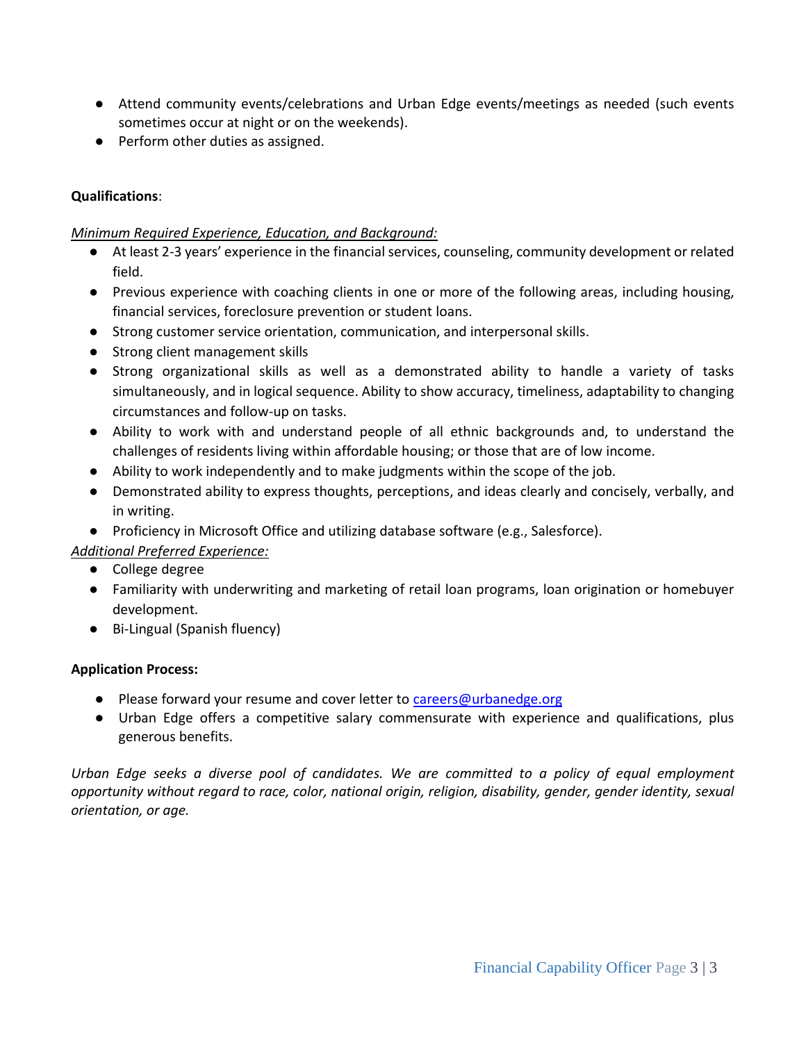- Attend community events/celebrations and Urban Edge events/meetings as needed (such events sometimes occur at night or on the weekends).
- Perform other duties as assigned.

**Qualifications**:

*Minimum Required Experience, Education, and Background:*

- At least 2-3 years' experience in the financial services, counseling, community development or related field.
- Previous experience with coaching clients in one or more of the following areas, including housing, financial services, foreclosure prevention or student loans.
- Strong customer service orientation, communication, and interpersonal skills.
- Strong client management skills
- Strong organizational skills as well as a demonstrated ability to handle a variety of tasks simultaneously, and in logical sequence. Ability to show accuracy, timeliness, adaptability to changing circumstances and follow-up on tasks.
- Ability to work with and understand people of all ethnic backgrounds and, to understand the challenges of residents living within affordable housing; or those that are of low income.
- Ability to work independently and to make judgments within the scope of the job.
- Demonstrated ability to express thoughts, perceptions, and ideas clearly and concisely, verbally, and in writing.
- Proficiency in Microsoft Office and utilizing database software (e.g., Salesforce).

*Additional Preferred Experience:*

- College degree
- Familiarity with underwriting and marketing of retail loan programs, loan origination or homebuyer development.
- Bi-Lingual (Spanish fluency)

**Application Process:**

- Please forward your resume and cover letter to careers@urbanedge.org
- Urban Edge offers a competitive salary commensurate with experience and qualifications, plus generous benefits.

*Urban Edge seeks a diverse pool of candidates. We are committed to a policy of equal employment opportunity without regard to race, color, national origin, religion, disability, gender, gender identity, sexual orientation, or age.*